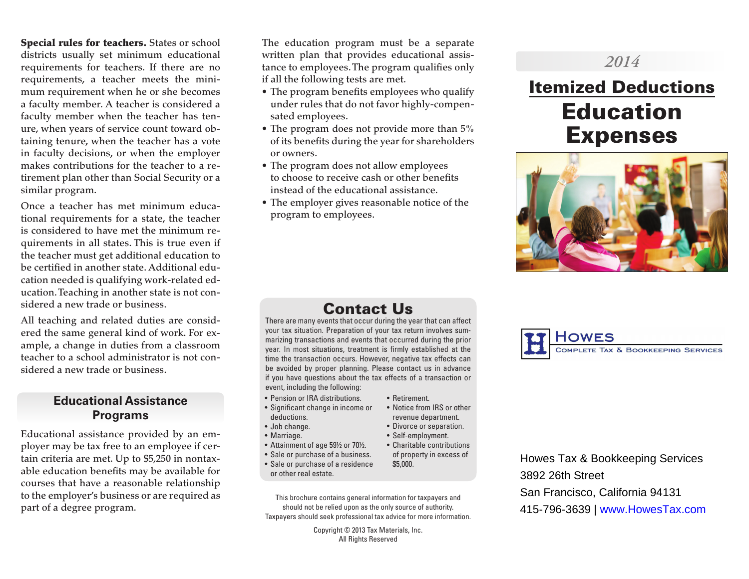**Special rules for teachers.** States or school districts usually set minimum educational requirements for teachers. If there are no requirements, a teacher meets the minimum requirement when he or she becomes a faculty member. A teacher is considered a faculty member when the teacher has tenure, when years of service count toward obtaining tenure, when the teacher has a vote in faculty decisions, or when the employer makes contributions for the teacher to a retirement plan other than Social Security or a similar program.

Once a teacher has met minimum educational requirements for a state, the teacher is considered to have met the minimum requirements in all states. This is true even if the teacher must get additional education to be certified in another state. Additional education needed is qualifying work-related education. Teaching in another state is not considered a new trade or business.

All teaching and related duties are considered the same general kind of work. For example, a change in duties from a classroom teacher to a school administrator is not considered a new trade or business.

## Educational Assistance Programs

Educational assistance provided by an employer may be tax free to an employee if certain criteria are met. Up to $5,250 in nontaxable education benefits may be available for courses that have a reasonable relationship to the employer's business or are required as part of a degree program.

The education program must be a separate written plan that provides educational assistance to employees. The program qualifies only if all the following tests are met.

- The program benefits employees who qualify under rules that do not favor highly-compensated employees.
- The program does not provide more than 5% of its benefits during the year for shareholders or owners.
- The program does not allow employees to choose to receive cash or other benefits instead of the educational assistance.
- The employer gives reasonable notice of the program to employees.

## Contact Us

There are many events that occur during the year that can affect your tax situation. Preparation of your tax return involves summarizing transactions and events that occurred during the prior year. In most situations, treatment is firmly established at the time the transaction occurs. However, negative tax effects can be avoided by proper planning. Please contact us in advance if you have questions about the tax effects of a transaction or event, including the following:

- Pension or IRA distributions.
- Significant change in income or deductions.
- Job change.
- Marriage.
- Attainment of age 59½ or 70½.
- Sale or purchase of a business.
- Sale or purchase of a residence or other real estate.
- Retirement.
- Notice from IRS or other revenue department.
- Divorce or separation.
- Self-employment.
- Charitable contributions of property in excess of $5,000.

This brochure contains general information for taxpayers and should not be relied upon as the only source of authority. Taxpayers should seek professional tax advice for more information.

Copyright © 2013 Tax Materials, Inc.
All Rights Reserved

*2014*

# Itemized Deductions
# Education Expenses

Howes
Complete Tax & Bookkeeping Services

Howes Tax & Bookkeeping Services
3892 26th Street
San Francisco, California 94131
415-796-3639 | www.HowesTax.com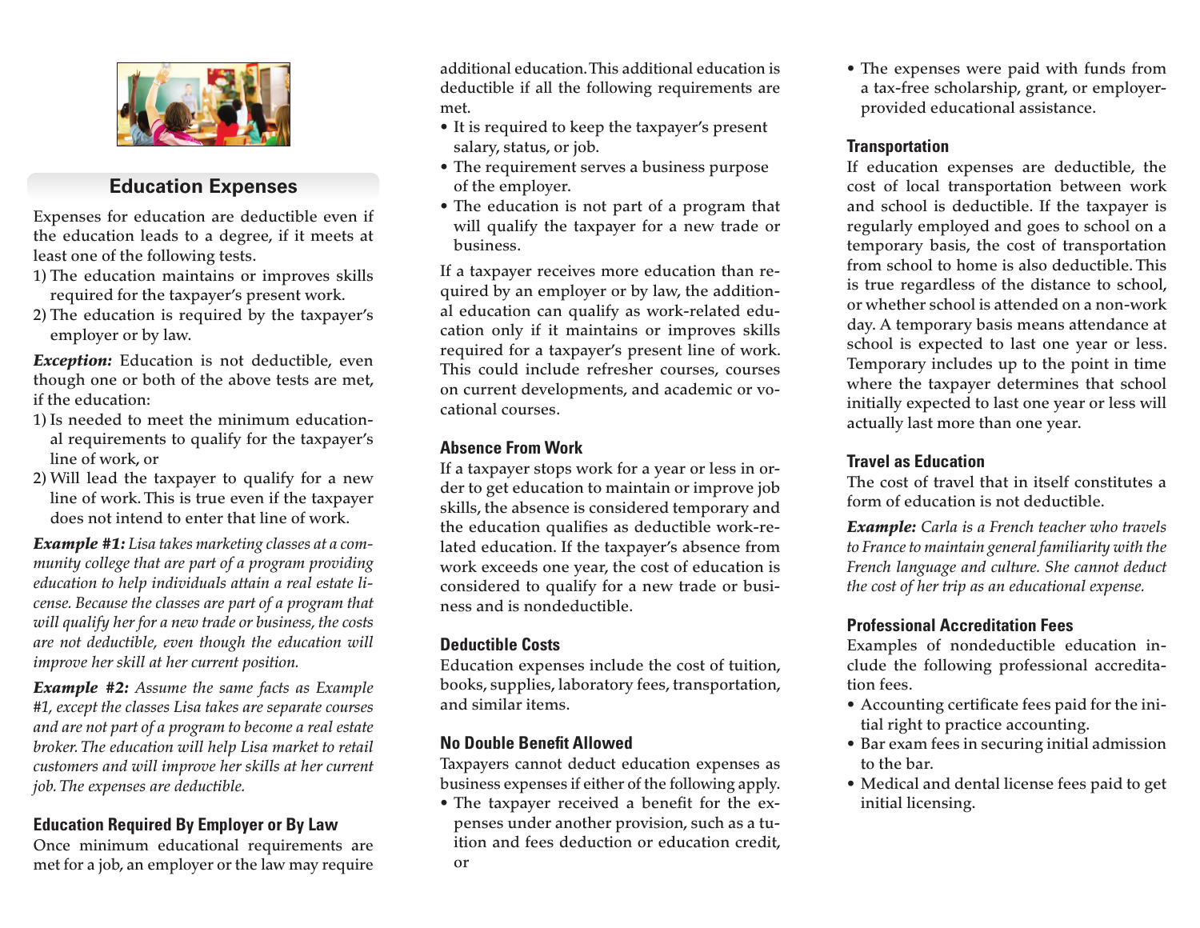## Education Expenses

Expenses for education are deductible even if the education leads to a degree, if it meets at least one of the following tests.

1) The education maintains or improves skills required for the taxpayer's present work.
2) The education is required by the taxpayer's employer or by law.

***Exception:*** Education is not deductible, even though one or both of the above tests are met, if the education:

1) Is needed to meet the minimum educational requirements to qualify for the taxpayer's line of work, or
2) Will lead the taxpayer to qualify for a new line of work. This is true even if the taxpayer does not intend to enter that line of work.

***Example #1:*** *Lisa takes marketing classes at a community college that are part of a program providing education to help individuals attain a real estate license. Because the classes are part of a program that will qualify her for a new trade or business, the costs are not deductible, even though the education will improve her skill at her current position.*

***Example #2:*** *Assume the same facts as Example #1, except the classes Lisa takes are separate courses and are not part of a program to become a real estate broker. The education will help Lisa market to retail customers and will improve her skills at her current job. The expenses are deductible.*

### Education Required By Employer or By Law

Once minimum educational requirements are met for a job, an employer or the law may require additional education. This additional education is deductible if all the following requirements are met.

- It is required to keep the taxpayer's present salary, status, or job.
- The requirement serves a business purpose of the employer.
- The education is not part of a program that will qualify the taxpayer for a new trade or business.

If a taxpayer receives more education than required by an employer or by law, the additional education can qualify as work-related education only if it maintains or improves skills required for a taxpayer's present line of work. This could include refresher courses, courses on current developments, and academic or vocational courses.

### Absence From Work

If a taxpayer stops work for a year or less in order to get education to maintain or improve job skills, the absence is considered temporary and the education qualifies as deductible work-related education. If the taxpayer's absence from work exceeds one year, the cost of education is considered to qualify for a new trade or business and is nondeductible.

### Deductible Costs

Education expenses include the cost of tuition, books, supplies, laboratory fees, transportation, and similar items.

### No Double Benefit Allowed

Taxpayers cannot deduct education expenses as business expenses if either of the following apply.

- The taxpayer received a benefit for the expenses under another provision, such as a tuition and fees deduction or education credit, or
- The expenses were paid with funds from a tax-free scholarship, grant, or employer-provided educational assistance.

### Transportation

If education expenses are deductible, the cost of local transportation between work and school is deductible. If the taxpayer is regularly employed and goes to school on a temporary basis, the cost of transportation from school to home is also deductible. This is true regardless of the distance to school, or whether school is attended on a non-work day. A temporary basis means attendance at school is expected to last one year or less. Temporary includes up to the point in time where the taxpayer determines that school initially expected to last one year or less will actually last more than one year.

### Travel as Education

The cost of travel that in itself constitutes a form of education is not deductible.

***Example:*** *Carla is a French teacher who travels to France to maintain general familiarity with the French language and culture. She cannot deduct the cost of her trip as an educational expense.*

### Professional Accreditation Fees

Examples of nondeductible education include the following professional accreditation fees.

- Accounting certificate fees paid for the initial right to practice accounting.
- Bar exam fees in securing initial admission to the bar.
- Medical and dental license fees paid to get initial licensing.